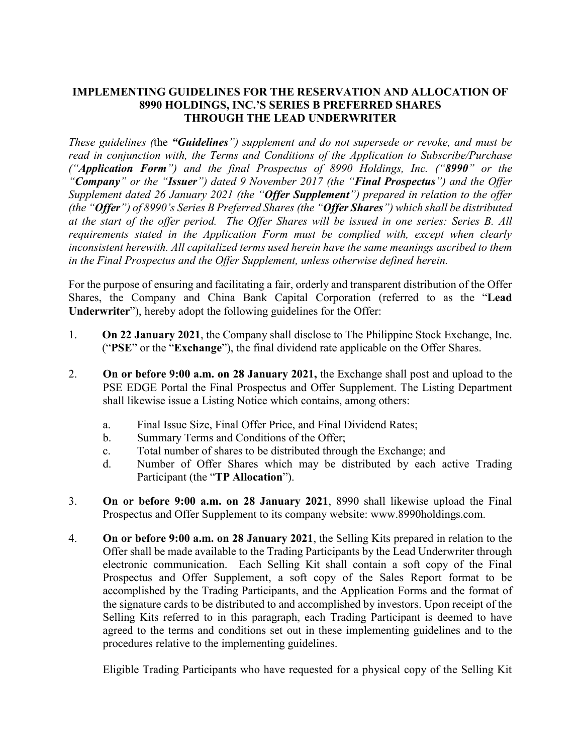# IMPLEMENTING GUIDELINES FOR THE RESERVATION AND ALLOCATION OF 8990 HOLDINGS, INC.'S SERIES B PREFERRED SHARES THROUGH THE LEAD UNDERWRITER

*These guidelines (*the ***"Guidelines"****) supplement and do not supersede or revoke, and must be read in conjunction with, the Terms and Conditions of the Application to Subscribe/Purchase ("****Application Form****") and the final Prospectus of 8990 Holdings, Inc. ("****8990****" or the "****Company****" or the "****Issuer****") dated 9 November 2017 (the "****Final Prospectus****") and the Offer Supplement dated 26 January 2021 (the "****Offer Supplement****") prepared in relation to the offer (the "****Offer****") of 8990's Series B Preferred Shares (the "****Offer Shares****") which shall be distributed at the start of the offer period. The Offer Shares will be issued in one series: Series B. All requirements stated in the Application Form must be complied with, except when clearly inconsistent herewith. All capitalized terms used herein have the same meanings ascribed to them in the Final Prospectus and the Offer Supplement, unless otherwise defined herein.*

For the purpose of ensuring and facilitating a fair, orderly and transparent distribution of the Offer Shares, the Company and China Bank Capital Corporation (referred to as the "**Lead Underwriter**"), hereby adopt the following guidelines for the Offer:

1. **On 22 January 2021**, the Company shall disclose to The Philippine Stock Exchange, Inc. ("**PSE**" or the "**Exchange**"), the final dividend rate applicable on the Offer Shares.

2. **On or before 9:00 a.m. on 28 January 2021,** the Exchange shall post and upload to the PSE EDGE Portal the Final Prospectus and Offer Supplement. The Listing Department shall likewise issue a Listing Notice which contains, among others:

   a. Final Issue Size, Final Offer Price, and Final Dividend Rates;
   b. Summary Terms and Conditions of the Offer;
   c. Total number of shares to be distributed through the Exchange; and
   d. Number of Offer Shares which may be distributed by each active Trading Participant (the "**TP Allocation**").

3. **On or before 9:00 a.m. on 28 January 2021**, 8990 shall likewise upload the Final Prospectus and Offer Supplement to its company website: www.8990holdings.com.

4. **On or before 9:00 a.m. on 28 January 2021**, the Selling Kits prepared in relation to the Offer shall be made available to the Trading Participants by the Lead Underwriter through electronic communication. Each Selling Kit shall contain a soft copy of the Final Prospectus and Offer Supplement, a soft copy of the Sales Report format to be accomplished by the Trading Participants, and the Application Forms and the format of the signature cards to be distributed to and accomplished by investors. Upon receipt of the Selling Kits referred to in this paragraph, each Trading Participant is deemed to have agreed to the terms and conditions set out in these implementing guidelines and to the procedures relative to the implementing guidelines.

   Eligible Trading Participants who have requested for a physical copy of the Selling Kit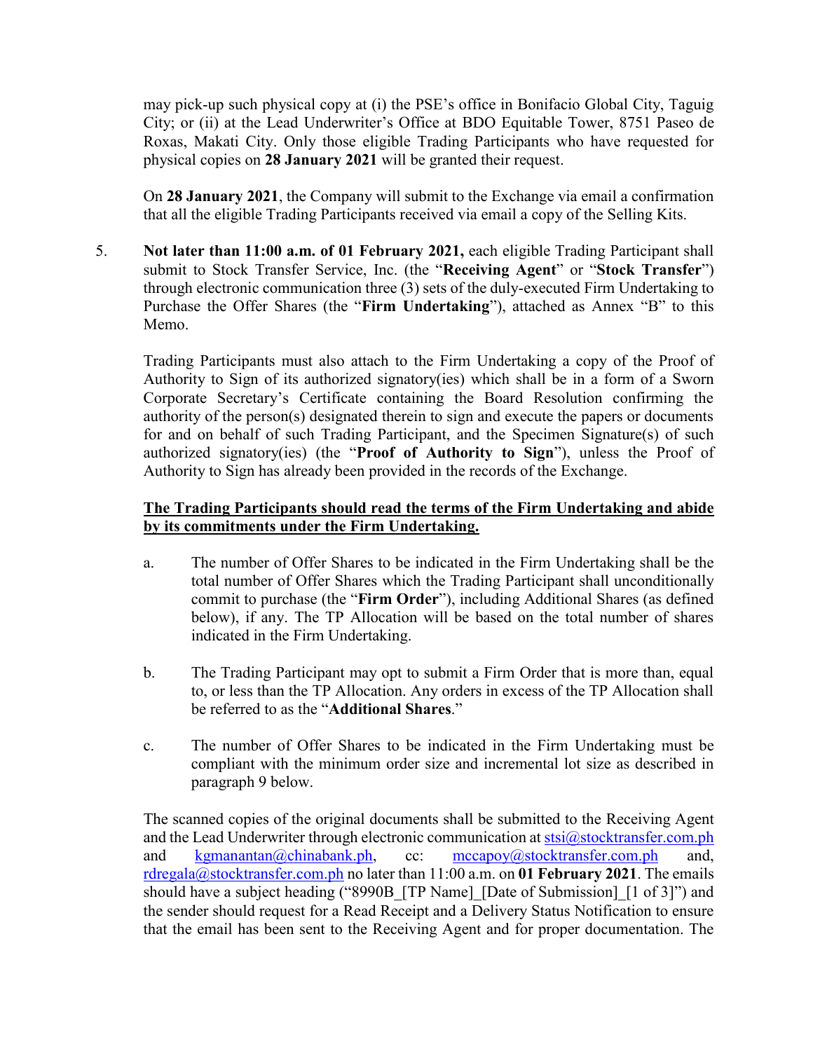may pick-up such physical copy at (i) the PSE's office in Bonifacio Global City, Taguig City; or (ii) at the Lead Underwriter's Office at BDO Equitable Tower, 8751 Paseo de Roxas, Makati City. Only those eligible Trading Participants who have requested for physical copies on **28 January 2021** will be granted their request.

On **28 January 2021**, the Company will submit to the Exchange via email a confirmation that all the eligible Trading Participants received via email a copy of the Selling Kits.

5. **Not later than 11:00 a.m. of 01 February 2021,** each eligible Trading Participant shall submit to Stock Transfer Service, Inc. (the "**Receiving Agent**" or "**Stock Transfer**") through electronic communication three (3) sets of the duly-executed Firm Undertaking to Purchase the Offer Shares (the "**Firm Undertaking**"), attached as Annex "B" to this Memo.

   Trading Participants must also attach to the Firm Undertaking a copy of the Proof of Authority to Sign of its authorized signatory(ies) which shall be in a form of a Sworn Corporate Secretary's Certificate containing the Board Resolution confirming the authority of the person(s) designated therein to sign and execute the papers or documents for and on behalf of such Trading Participant, and the Specimen Signature(s) of such authorized signatory(ies) (the "**Proof of Authority to Sign**"), unless the Proof of Authority to Sign has already been provided in the records of the Exchange.

   **<u>The Trading Participants should read the terms of the Firm Undertaking and abide by its commitments under the Firm Undertaking.</u>**

   a. The number of Offer Shares to be indicated in the Firm Undertaking shall be the total number of Offer Shares which the Trading Participant shall unconditionally commit to purchase (the "**Firm Order**"), including Additional Shares (as defined below), if any. The TP Allocation will be based on the total number of shares indicated in the Firm Undertaking.

   b. The Trading Participant may opt to submit a Firm Order that is more than, equal to, or less than the TP Allocation. Any orders in excess of the TP Allocation shall be referred to as the "**Additional Shares**."

   c. The number of Offer Shares to be indicated in the Firm Undertaking must be compliant with the minimum order size and incremental lot size as described in paragraph 9 below.

   The scanned copies of the original documents shall be submitted to the Receiving Agent and the Lead Underwriter through electronic communication at stsi@stocktransfer.com.ph and kgmanantan@chinabank.ph, cc: mccapoy@stocktransfer.com.ph and, rdregala@stocktransfer.com.ph no later than 11:00 a.m. on **01 February 2021**. The emails should have a subject heading ("8990B_[TP Name]_[Date of Submission]_[1 of 3]") and the sender should request for a Read Receipt and a Delivery Status Notification to ensure that the email has been sent to the Receiving Agent and for proper documentation. The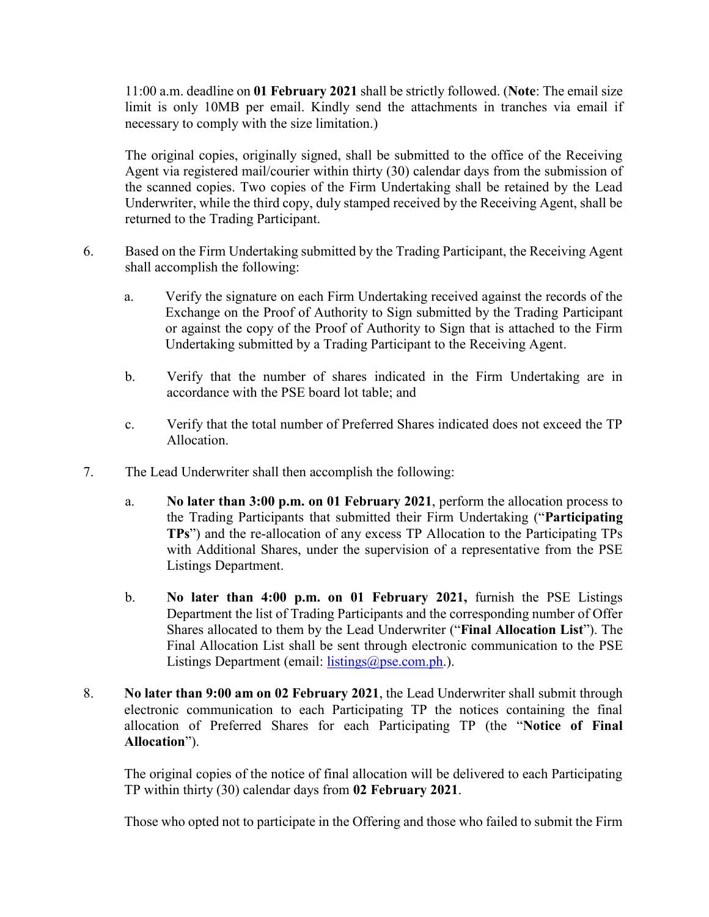11:00 a.m. deadline on **01 February 2021** shall be strictly followed. (**Note**: The email size limit is only 10MB per email. Kindly send the attachments in tranches via email if necessary to comply with the size limitation.)

The original copies, originally signed, shall be submitted to the office of the Receiving Agent via registered mail/courier within thirty (30) calendar days from the submission of the scanned copies. Two copies of the Firm Undertaking shall be retained by the Lead Underwriter, while the third copy, duly stamped received by the Receiving Agent, shall be returned to the Trading Participant.

6. Based on the Firm Undertaking submitted by the Trading Participant, the Receiving Agent shall accomplish the following:

   a. Verify the signature on each Firm Undertaking received against the records of the Exchange on the Proof of Authority to Sign submitted by the Trading Participant or against the copy of the Proof of Authority to Sign that is attached to the Firm Undertaking submitted by a Trading Participant to the Receiving Agent.

   b. Verify that the number of shares indicated in the Firm Undertaking are in accordance with the PSE board lot table; and

   c. Verify that the total number of Preferred Shares indicated does not exceed the TP Allocation.

7. The Lead Underwriter shall then accomplish the following:

   a. **No later than 3:00 p.m. on 01 February 2021**, perform the allocation process to the Trading Participants that submitted their Firm Undertaking ("**Participating TPs**") and the re-allocation of any excess TP Allocation to the Participating TPs with Additional Shares, under the supervision of a representative from the PSE Listings Department.

   b. **No later than 4:00 p.m. on 01 February 2021,** furnish the PSE Listings Department the list of Trading Participants and the corresponding number of Offer Shares allocated to them by the Lead Underwriter ("**Final Allocation List**"). The Final Allocation List shall be sent through electronic communication to the PSE Listings Department (email: listings@pse.com.ph.).

8. **No later than 9:00 am on 02 February 2021**, the Lead Underwriter shall submit through electronic communication to each Participating TP the notices containing the final allocation of Preferred Shares for each Participating TP (the "**Notice of Final Allocation**").

   The original copies of the notice of final allocation will be delivered to each Participating TP within thirty (30) calendar days from **02 February 2021**.

   Those who opted not to participate in the Offering and those who failed to submit the Firm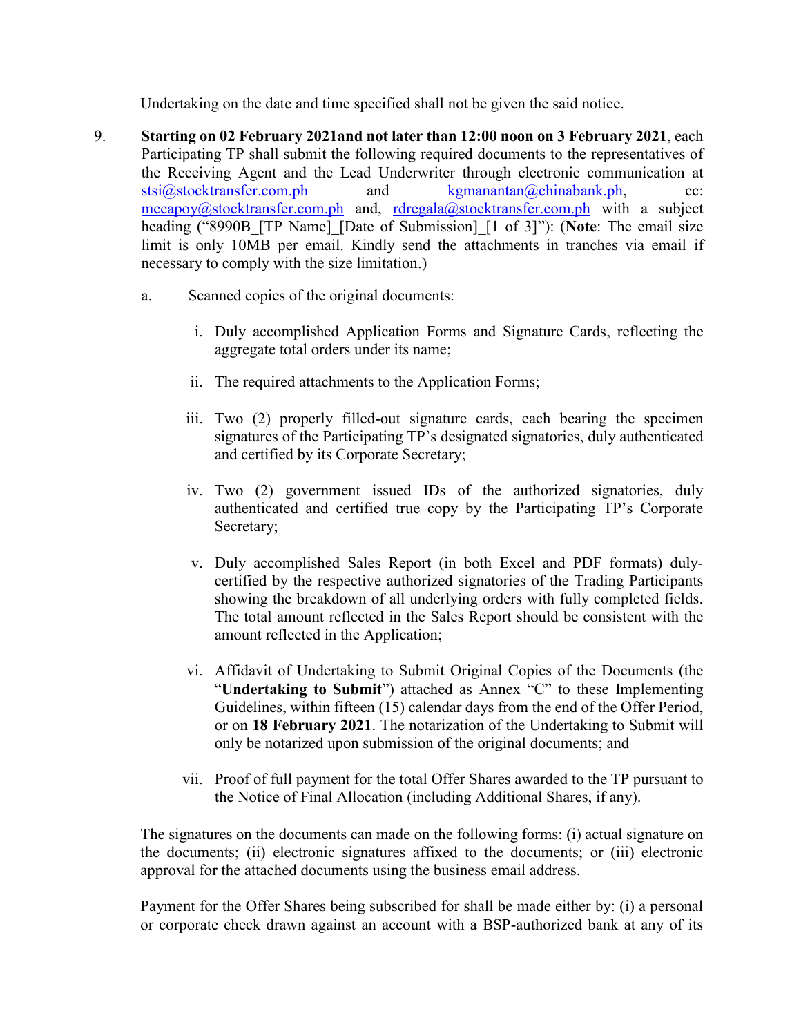Undertaking on the date and time specified shall not be given the said notice.

9. **Starting on 02 February 2021and not later than 12:00 noon on 3 February 2021**, each Participating TP shall submit the following required documents to the representatives of the Receiving Agent and the Lead Underwriter through electronic communication at stsi@stocktransfer.com.ph and kgmanantan@chinabank.ph, cc: mccapoy@stocktransfer.com.ph and, rdregala@stocktransfer.com.ph with a subject heading ("8990B_[TP Name]_[Date of Submission]_[1 of 3]"): (**Note**: The email size limit is only 10MB per email. Kindly send the attachments in tranches via email if necessary to comply with the size limitation.)

   a. Scanned copies of the original documents:

      i. Duly accomplished Application Forms and Signature Cards, reflecting the aggregate total orders under its name;

      ii. The required attachments to the Application Forms;

      iii. Two (2) properly filled-out signature cards, each bearing the specimen signatures of the Participating TP's designated signatories, duly authenticated and certified by its Corporate Secretary;

      iv. Two (2) government issued IDs of the authorized signatories, duly authenticated and certified true copy by the Participating TP's Corporate Secretary;

      v. Duly accomplished Sales Report (in both Excel and PDF formats) duly-certified by the respective authorized signatories of the Trading Participants showing the breakdown of all underlying orders with fully completed fields. The total amount reflected in the Sales Report should be consistent with the amount reflected in the Application;

      vi. Affidavit of Undertaking to Submit Original Copies of the Documents (the "**Undertaking to Submit**") attached as Annex "C" to these Implementing Guidelines, within fifteen (15) calendar days from the end of the Offer Period, or on **18 February 2021**. The notarization of the Undertaking to Submit will only be notarized upon submission of the original documents; and

      vii. Proof of full payment for the total Offer Shares awarded to the TP pursuant to the Notice of Final Allocation (including Additional Shares, if any).

The signatures on the documents can made on the following forms: (i) actual signature on the documents; (ii) electronic signatures affixed to the documents; or (iii) electronic approval for the attached documents using the business email address.

Payment for the Offer Shares being subscribed for shall be made either by: (i) a personal or corporate check drawn against an account with a BSP-authorized bank at any of its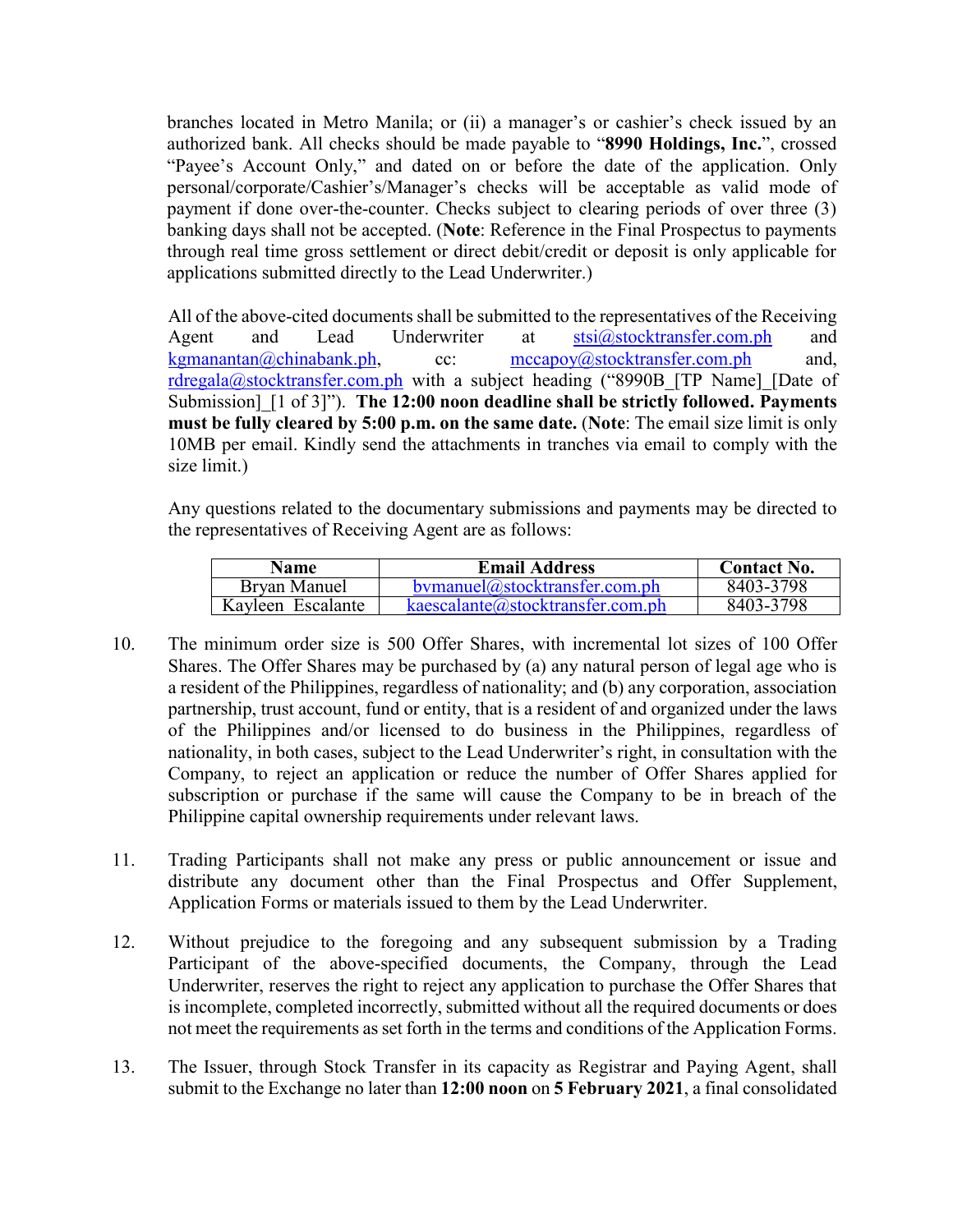branches located in Metro Manila; or (ii) a manager's or cashier's check issued by an authorized bank. All checks should be made payable to "**8990 Holdings, Inc.**", crossed "Payee's Account Only," and dated on or before the date of the application. Only personal/corporate/Cashier's/Manager's checks will be acceptable as valid mode of payment if done over-the-counter. Checks subject to clearing periods of over three (3) banking days shall not be accepted. (**Note**: Reference in the Final Prospectus to payments through real time gross settlement or direct debit/credit or deposit is only applicable for applications submitted directly to the Lead Underwriter.)

All of the above-cited documents shall be submitted to the representatives of the Receiving Agent and Lead Underwriter at stsi@stocktransfer.com.ph and kgmanantan@chinabank.ph, cc: mccapoy@stocktransfer.com.ph and, rdregala@stocktransfer.com.ph with a subject heading ("8990B_[TP Name]_[Date of Submission]_[1 of 3]"). **The 12:00 noon deadline shall be strictly followed. Payments must be fully cleared by 5:00 p.m. on the same date.** (**Note**: The email size limit is only 10MB per email. Kindly send the attachments in tranches via email to comply with the size limit.)

Any questions related to the documentary submissions and payments may be directed to the representatives of Receiving Agent are as follows:

| Name | Email Address | Contact No. |
|---|---|---|
| Bryan Manuel | bvmanuel@stocktransfer.com.ph | 8403-3798 |
| Kayleen Escalante | kaescalante@stocktransfer.com.ph | 8403-3798 |

10. The minimum order size is 500 Offer Shares, with incremental lot sizes of 100 Offer Shares. The Offer Shares may be purchased by (a) any natural person of legal age who is a resident of the Philippines, regardless of nationality; and (b) any corporation, association partnership, trust account, fund or entity, that is a resident of and organized under the laws of the Philippines and/or licensed to do business in the Philippines, regardless of nationality, in both cases, subject to the Lead Underwriter's right, in consultation with the Company, to reject an application or reduce the number of Offer Shares applied for subscription or purchase if the same will cause the Company to be in breach of the Philippine capital ownership requirements under relevant laws.

11. Trading Participants shall not make any press or public announcement or issue and distribute any document other than the Final Prospectus and Offer Supplement, Application Forms or materials issued to them by the Lead Underwriter.

12. Without prejudice to the foregoing and any subsequent submission by a Trading Participant of the above-specified documents, the Company, through the Lead Underwriter, reserves the right to reject any application to purchase the Offer Shares that is incomplete, completed incorrectly, submitted without all the required documents or does not meet the requirements as set forth in the terms and conditions of the Application Forms.

13. The Issuer, through Stock Transfer in its capacity as Registrar and Paying Agent, shall submit to the Exchange no later than **12:00 noon** on **5 February 2021**, a final consolidated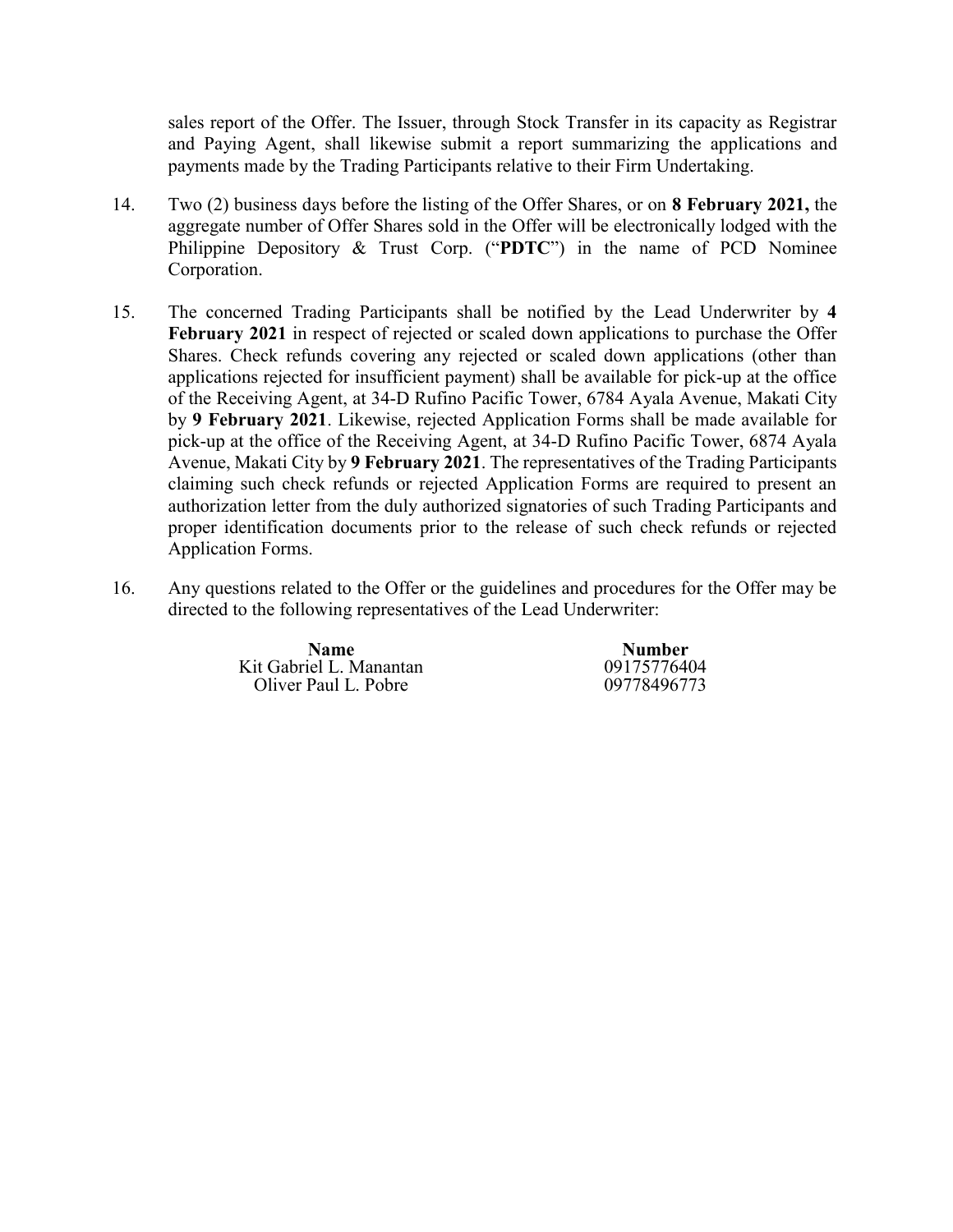sales report of the Offer. The Issuer, through Stock Transfer in its capacity as Registrar and Paying Agent, shall likewise submit a report summarizing the applications and payments made by the Trading Participants relative to their Firm Undertaking.

14. Two (2) business days before the listing of the Offer Shares, or on **8 February 2021,** the aggregate number of Offer Shares sold in the Offer will be electronically lodged with the Philippine Depository & Trust Corp. ("**PDTC**") in the name of PCD Nominee Corporation.

15. The concerned Trading Participants shall be notified by the Lead Underwriter by **4 February 2021** in respect of rejected or scaled down applications to purchase the Offer Shares. Check refunds covering any rejected or scaled down applications (other than applications rejected for insufficient payment) shall be available for pick-up at the office of the Receiving Agent, at 34-D Rufino Pacific Tower, 6784 Ayala Avenue, Makati City by **9 February 2021**. Likewise, rejected Application Forms shall be made available for pick-up at the office of the Receiving Agent, at 34-D Rufino Pacific Tower, 6874 Ayala Avenue, Makati City by **9 February 2021**. The representatives of the Trading Participants claiming such check refunds or rejected Application Forms are required to present an authorization letter from the duly authorized signatories of such Trading Participants and proper identification documents prior to the release of such check refunds or rejected Application Forms.

16. Any questions related to the Offer or the guidelines and procedures for the Offer may be directed to the following representatives of the Lead Underwriter:

| **Name** | **Number** |
|---|---|
| Kit Gabriel L. Manantan | 09175776404 |
| Oliver Paul L. Pobre | 09778496773 |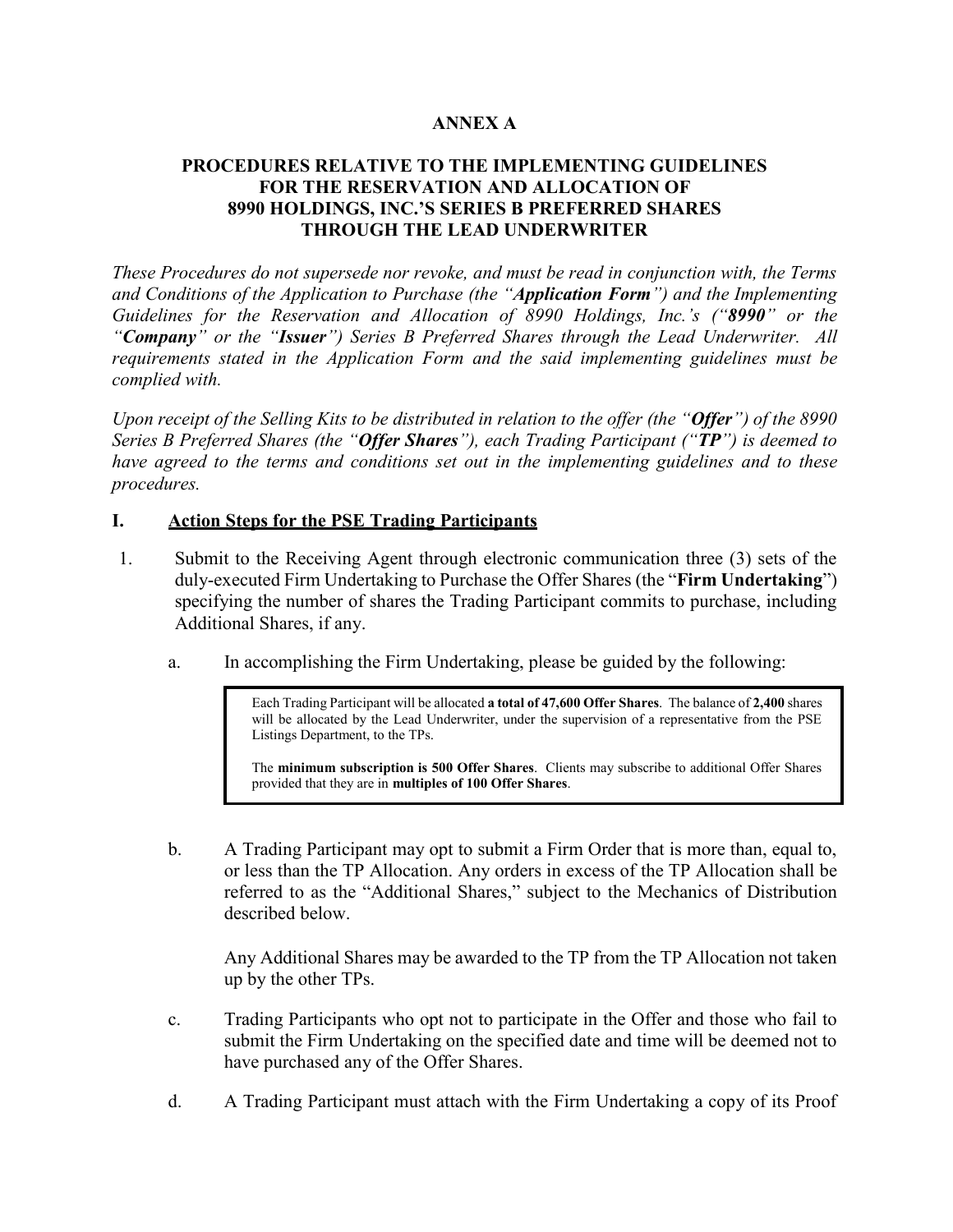# ANNEX A

## PROCEDURES RELATIVE TO THE IMPLEMENTING GUIDELINES FOR THE RESERVATION AND ALLOCATION OF 8990 HOLDINGS, INC.'S SERIES B PREFERRED SHARES THROUGH THE LEAD UNDERWRITER

*These Procedures do not supersede nor revoke, and must be read in conjunction with, the Terms and Conditions of the Application to Purchase (the "**Application Form**") and the Implementing Guidelines for the Reservation and Allocation of 8990 Holdings, Inc.'s ("**8990**" or the "**Company**" or the "**Issuer**") Series B Preferred Shares through the Lead Underwriter. All requirements stated in the Application Form and the said implementing guidelines must be complied with.*

*Upon receipt of the Selling Kits to be distributed in relation to the offer (the "**Offer**") of the 8990 Series B Preferred Shares (the "**Offer Shares**"), each Trading Participant ("**TP**") is deemed to have agreed to the terms and conditions set out in the implementing guidelines and to these procedures.*

## I. Action Steps for the PSE Trading Participants

1. Submit to the Receiving Agent through electronic communication three (3) sets of the duly-executed Firm Undertaking to Purchase the Offer Shares (the "**Firm Undertaking**") specifying the number of shares the Trading Participant commits to purchase, including Additional Shares, if any.

   a. In accomplishing the Firm Undertaking, please be guided by the following:

   > Each Trading Participant will be allocated **a total of 47,600 Offer Shares**. The balance of **2,400** shares will be allocated by the Lead Underwriter, under the supervision of a representative from the PSE Listings Department, to the TPs.
   >
   > The **minimum subscription is 500 Offer Shares**. Clients may subscribe to additional Offer Shares provided that they are in **multiples of 100 Offer Shares**.

   b. A Trading Participant may opt to submit a Firm Order that is more than, equal to, or less than the TP Allocation. Any orders in excess of the TP Allocation shall be referred to as the "Additional Shares," subject to the Mechanics of Distribution described below.

   Any Additional Shares may be awarded to the TP from the TP Allocation not taken up by the other TPs.

   c. Trading Participants who opt not to participate in the Offer and those who fail to submit the Firm Undertaking on the specified date and time will be deemed not to have purchased any of the Offer Shares.

   d. A Trading Participant must attach with the Firm Undertaking a copy of its Proof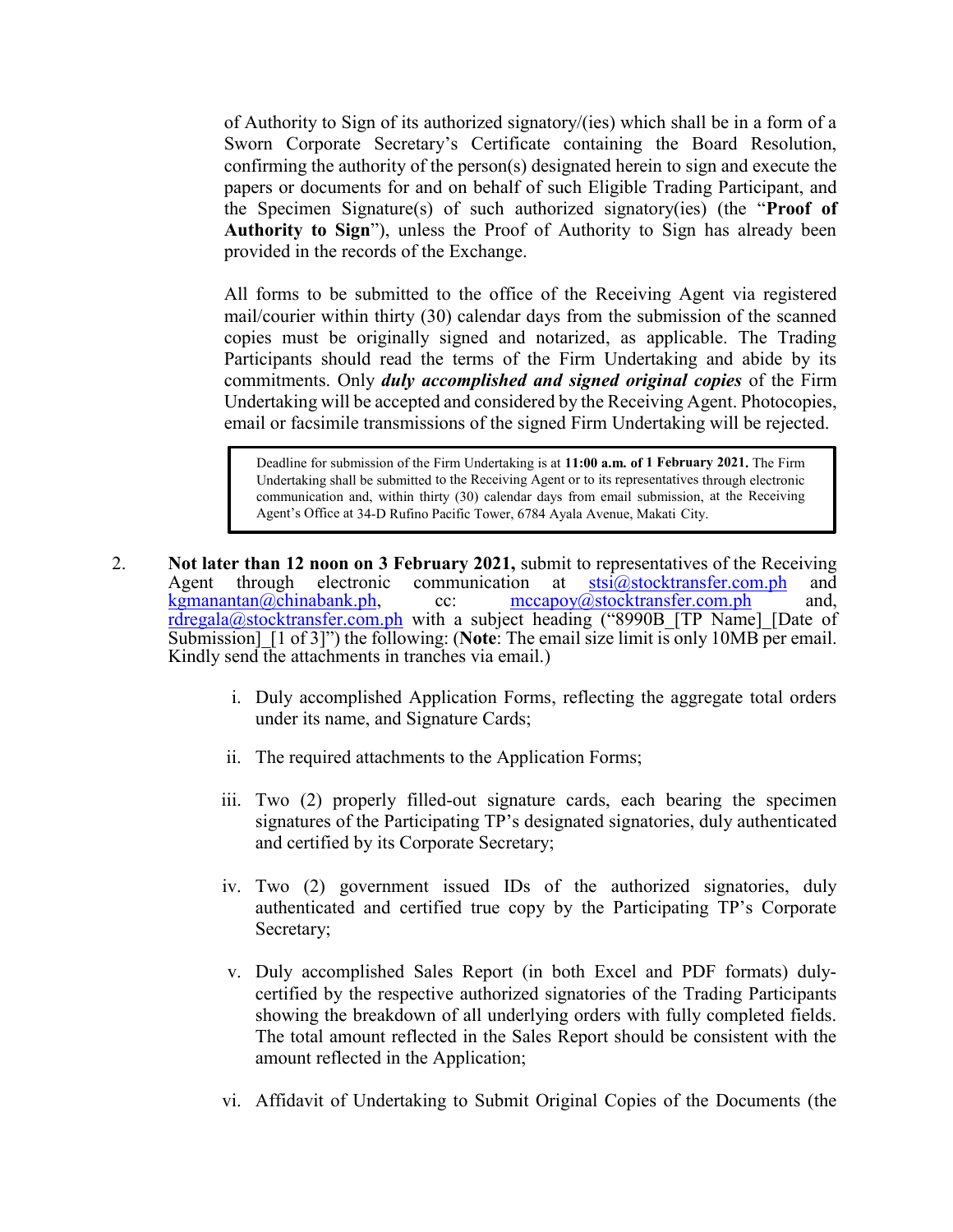of Authority to Sign of its authorized signatory/(ies) which shall be in a form of a Sworn Corporate Secretary's Certificate containing the Board Resolution, confirming the authority of the person(s) designated herein to sign and execute the papers or documents for and on behalf of such Eligible Trading Participant, and the Specimen Signature(s) of such authorized signatory(ies) (the "**Proof of Authority to Sign**"), unless the Proof of Authority to Sign has already been provided in the records of the Exchange.

All forms to be submitted to the office of the Receiving Agent via registered mail/courier within thirty (30) calendar days from the submission of the scanned copies must be originally signed and notarized, as applicable. The Trading Participants should read the terms of the Firm Undertaking and abide by its commitments. Only ***duly accomplished and signed original copies*** of the Firm Undertaking will be accepted and considered by the Receiving Agent. Photocopies, email or facsimile transmissions of the signed Firm Undertaking will be rejected.

> Deadline for submission of the Firm Undertaking is at **11:00 a.m. of 1 February 2021.** The Firm Undertaking shall be submitted to the Receiving Agent or to its representatives through electronic communication and, within thirty (30) calendar days from email submission, at the Receiving Agent's Office at 34-D Rufino Pacific Tower, 6784 Ayala Avenue, Makati City.

2. **Not later than 12 noon on 3 February 2021,** submit to representatives of the Receiving Agent through electronic communication at stsi@stocktransfer.com.ph and kgmanantan@chinabank.ph, cc: mccapoy@stocktransfer.com.ph and, rdregala@stocktransfer.com.ph with a subject heading ("8990B_[TP Name]_[Date of Submission]_[1 of 3]") the following: (**Note**: The email size limit is only 10MB per email. Kindly send the attachments in tranches via email.)

   i. Duly accomplished Application Forms, reflecting the aggregate total orders under its name, and Signature Cards;

   ii. The required attachments to the Application Forms;

   iii. Two (2) properly filled-out signature cards, each bearing the specimen signatures of the Participating TP's designated signatories, duly authenticated and certified by its Corporate Secretary;

   iv. Two (2) government issued IDs of the authorized signatories, duly authenticated and certified true copy by the Participating TP's Corporate Secretary;

   v. Duly accomplished Sales Report (in both Excel and PDF formats) duly-certified by the respective authorized signatories of the Trading Participants showing the breakdown of all underlying orders with fully completed fields. The total amount reflected in the Sales Report should be consistent with the amount reflected in the Application;

   vi. Affidavit of Undertaking to Submit Original Copies of the Documents (the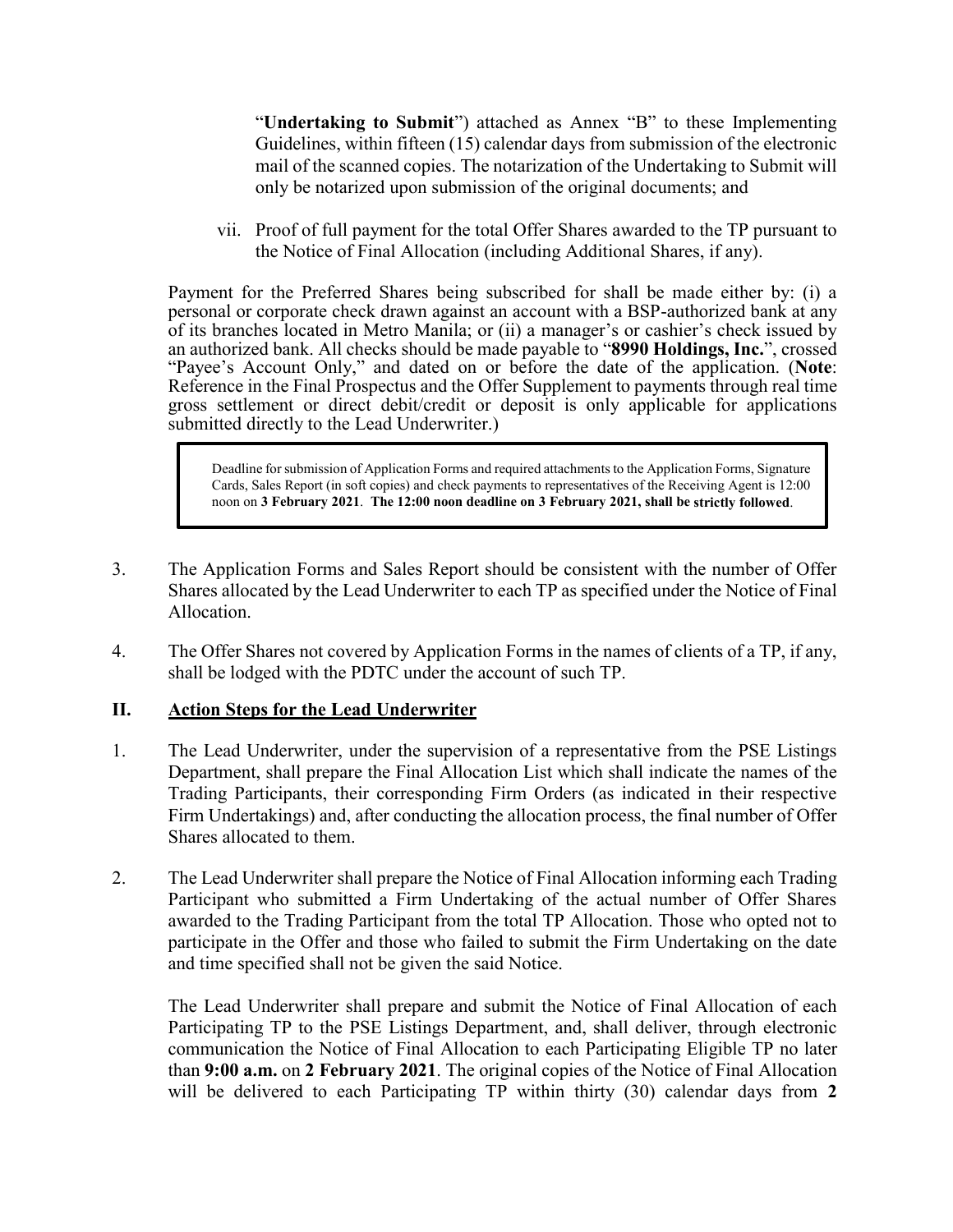"**Undertaking to Submit**") attached as Annex "B" to these Implementing Guidelines, within fifteen (15) calendar days from submission of the electronic mail of the scanned copies. The notarization of the Undertaking to Submit will only be notarized upon submission of the original documents; and

vii. Proof of full payment for the total Offer Shares awarded to the TP pursuant to the Notice of Final Allocation (including Additional Shares, if any).

Payment for the Preferred Shares being subscribed for shall be made either by: (i) a personal or corporate check drawn against an account with a BSP-authorized bank at any of its branches located in Metro Manila; or (ii) a manager's or cashier's check issued by an authorized bank. All checks should be made payable to "**8990 Holdings, Inc.**", crossed "Payee's Account Only," and dated on or before the date of the application. (**Note**: Reference in the Final Prospectus and the Offer Supplement to payments through real time gross settlement or direct debit/credit or deposit is only applicable for applications submitted directly to the Lead Underwriter.)

> Deadline for submission of Application Forms and required attachments to the Application Forms, Signature Cards, Sales Report (in soft copies) and check payments to representatives of the Receiving Agent is 12:00 noon on **3 February 2021**. **The 12:00 noon deadline on 3 February 2021, shall be strictly followed**.

3. The Application Forms and Sales Report should be consistent with the number of Offer Shares allocated by the Lead Underwriter to each TP as specified under the Notice of Final Allocation.

4. The Offer Shares not covered by Application Forms in the names of clients of a TP, if any, shall be lodged with the PDTC under the account of such TP.

## II. Action Steps for the Lead Underwriter

1. The Lead Underwriter, under the supervision of a representative from the PSE Listings Department, shall prepare the Final Allocation List which shall indicate the names of the Trading Participants, their corresponding Firm Orders (as indicated in their respective Firm Undertakings) and, after conducting the allocation process, the final number of Offer Shares allocated to them.

2. The Lead Underwriter shall prepare the Notice of Final Allocation informing each Trading Participant who submitted a Firm Undertaking of the actual number of Offer Shares awarded to the Trading Participant from the total TP Allocation. Those who opted not to participate in the Offer and those who failed to submit the Firm Undertaking on the date and time specified shall not be given the said Notice.

   The Lead Underwriter shall prepare and submit the Notice of Final Allocation of each Participating TP to the PSE Listings Department, and, shall deliver, through electronic communication the Notice of Final Allocation to each Participating Eligible TP no later than **9:00 a.m.** on **2 February 2021**. The original copies of the Notice of Final Allocation will be delivered to each Participating TP within thirty (30) calendar days from **2**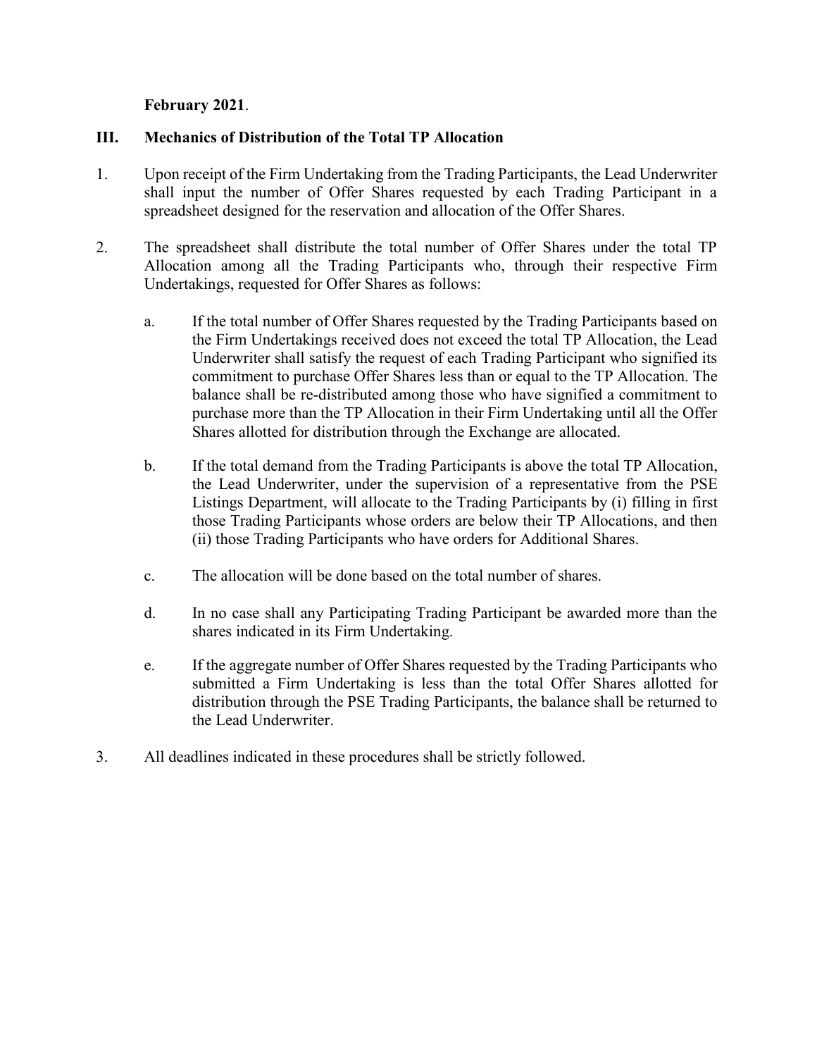**February 2021**.

## III. Mechanics of Distribution of the Total TP Allocation

1. Upon receipt of the Firm Undertaking from the Trading Participants, the Lead Underwriter shall input the number of Offer Shares requested by each Trading Participant in a spreadsheet designed for the reservation and allocation of the Offer Shares.

2. The spreadsheet shall distribute the total number of Offer Shares under the total TP Allocation among all the Trading Participants who, through their respective Firm Undertakings, requested for Offer Shares as follows:

   a. If the total number of Offer Shares requested by the Trading Participants based on the Firm Undertakings received does not exceed the total TP Allocation, the Lead Underwriter shall satisfy the request of each Trading Participant who signified its commitment to purchase Offer Shares less than or equal to the TP Allocation. The balance shall be re-distributed among those who have signified a commitment to purchase more than the TP Allocation in their Firm Undertaking until all the Offer Shares allotted for distribution through the Exchange are allocated.

   b. If the total demand from the Trading Participants is above the total TP Allocation, the Lead Underwriter, under the supervision of a representative from the PSE Listings Department, will allocate to the Trading Participants by (i) filling in first those Trading Participants whose orders are below their TP Allocations, and then (ii) those Trading Participants who have orders for Additional Shares.

   c. The allocation will be done based on the total number of shares.

   d. In no case shall any Participating Trading Participant be awarded more than the shares indicated in its Firm Undertaking.

   e. If the aggregate number of Offer Shares requested by the Trading Participants who submitted a Firm Undertaking is less than the total Offer Shares allotted for distribution through the PSE Trading Participants, the balance shall be returned to the Lead Underwriter.

3. All deadlines indicated in these procedures shall be strictly followed.